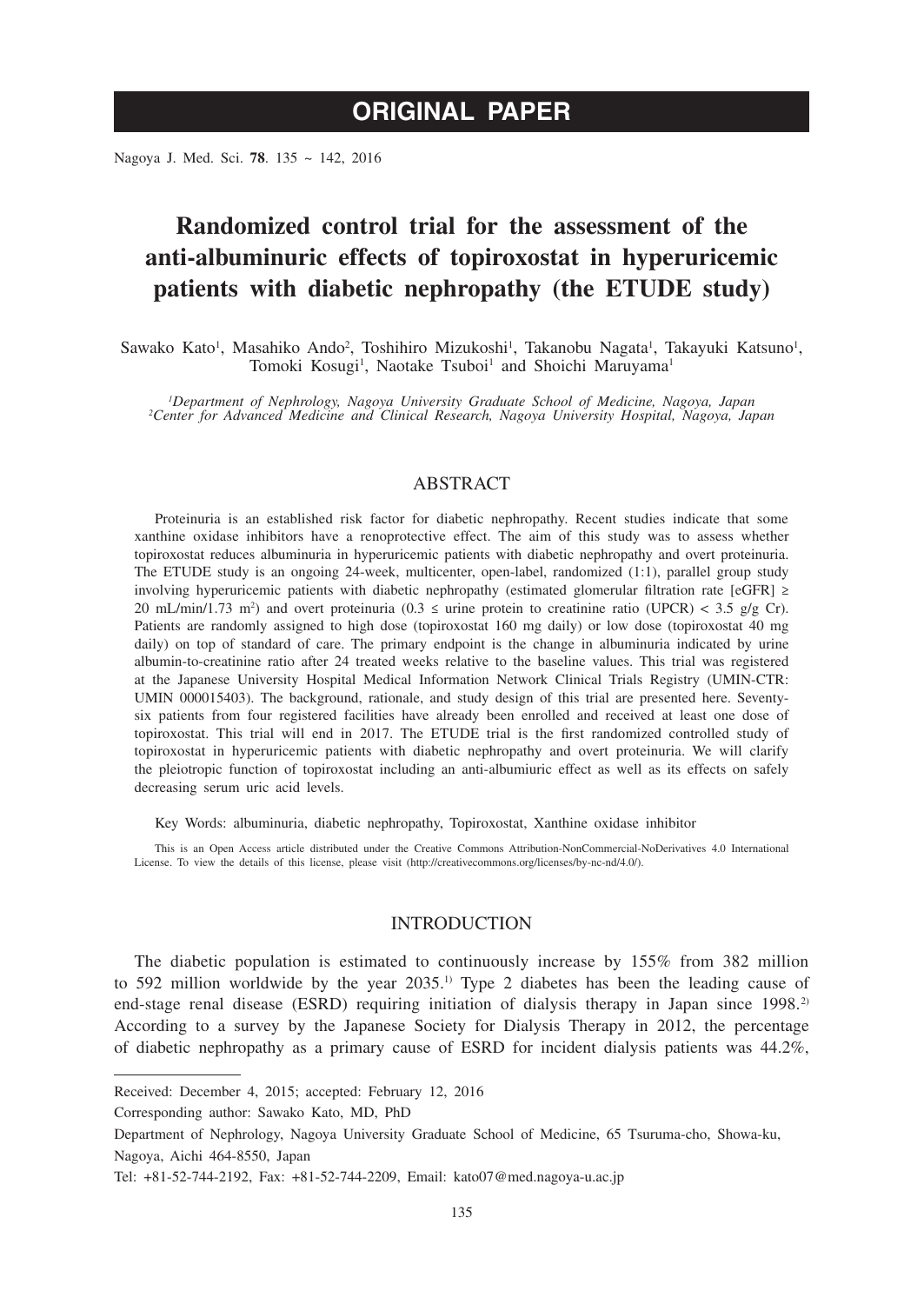# ORIGINAL PAPER

# Randomized control trial for the assessment of the anti-albuminuric effects of topiroxostat in hyperuricemic patients with diabetic nephropathy (the ETUDE study)

Sawako Kato[1], Masahiko Ando[2], Toshihiro Mizukoshi[1], Takanobu Nagata[1], Takayuki Katsuno[1], Tomoki Kosugi[1], Naotake Tsuboi[1] and Shoichi Maruyama[1]

*[1]Department of Nephrology, Nagoya University Graduate School of Medicine, Nagoya, Japan*
*[2]Center for Advanced Medicine and Clinical Research, Nagoya University Hospital, Nagoya, Japan*

## ABSTRACT

Proteinuria is an established risk factor for diabetic nephropathy. Recent studies indicate that some xanthine oxidase inhibitors have a renoprotective effect. The aim of this study was to assess whether topiroxostat reduces albuminuria in hyperuricemic patients with diabetic nephropathy and overt proteinuria. The ETUDE study is an ongoing 24-week, multicenter, open-label, randomized (1:1), parallel group study involving hyperuricemic patients with diabetic nephropathy (estimated glomerular filtration rate [eGFR] ≥ 20 mL/min/1.73 m$^2$) and overt proteinuria (0.3 ≤ urine protein to creatinine ratio (UPCR) < 3.5 g/g Cr). Patients are randomly assigned to high dose (topiroxostat 160 mg daily) or low dose (topiroxostat 40 mg daily) on top of standard of care. The primary endpoint is the change in albuminuria indicated by urine albumin-to-creatinine ratio after 24 treated weeks relative to the baseline values. This trial was registered at the Japanese University Hospital Medical Information Network Clinical Trials Registry (UMIN-CTR: UMIN 000015403). The background, rationale, and study design of this trial are presented here. Seventy-six patients from four registered facilities have already been enrolled and received at least one dose of topiroxostat. This trial will end in 2017. The ETUDE trial is the first randomized controlled study of topiroxostat in hyperuricemic patients with diabetic nephropathy and overt proteinuria. We will clarify the pleiotropic function of topiroxostat including an anti-albumiuric effect as well as its effects on safely decreasing serum uric acid levels.

Key Words: albuminuria, diabetic nephropathy, Topiroxostat, Xanthine oxidase inhibitor

This is an Open Access article distributed under the Creative Commons Attribution-NonCommercial-NoDerivatives 4.0 International License. To view the details of this license, please visit (http://creativecommons.org/licenses/by-nc-nd/4.0/).

## INTRODUCTION

The diabetic population is estimated to continuously increase by 155% from 382 million to 592 million worldwide by the year 2035.[1)] Type 2 diabetes has been the leading cause of end-stage renal disease (ESRD) requiring initiation of dialysis therapy in Japan since 1998.[2)] According to a survey by the Japanese Society for Dialysis Therapy in 2012, the percentage of diabetic nephropathy as a primary cause of ESRD for incident dialysis patients was 44.2%,

Received: December 4, 2015; accepted: February 12, 2016

Corresponding author: Sawako Kato, MD, PhD

Department of Nephrology, Nagoya University Graduate School of Medicine, 65 Tsuruma-cho, Showa-ku, Nagoya, Aichi 464-8550, Japan

Tel: +81-52-744-2192, Fax: +81-52-744-2209, Email: kato07@med.nagoya-u.ac.jp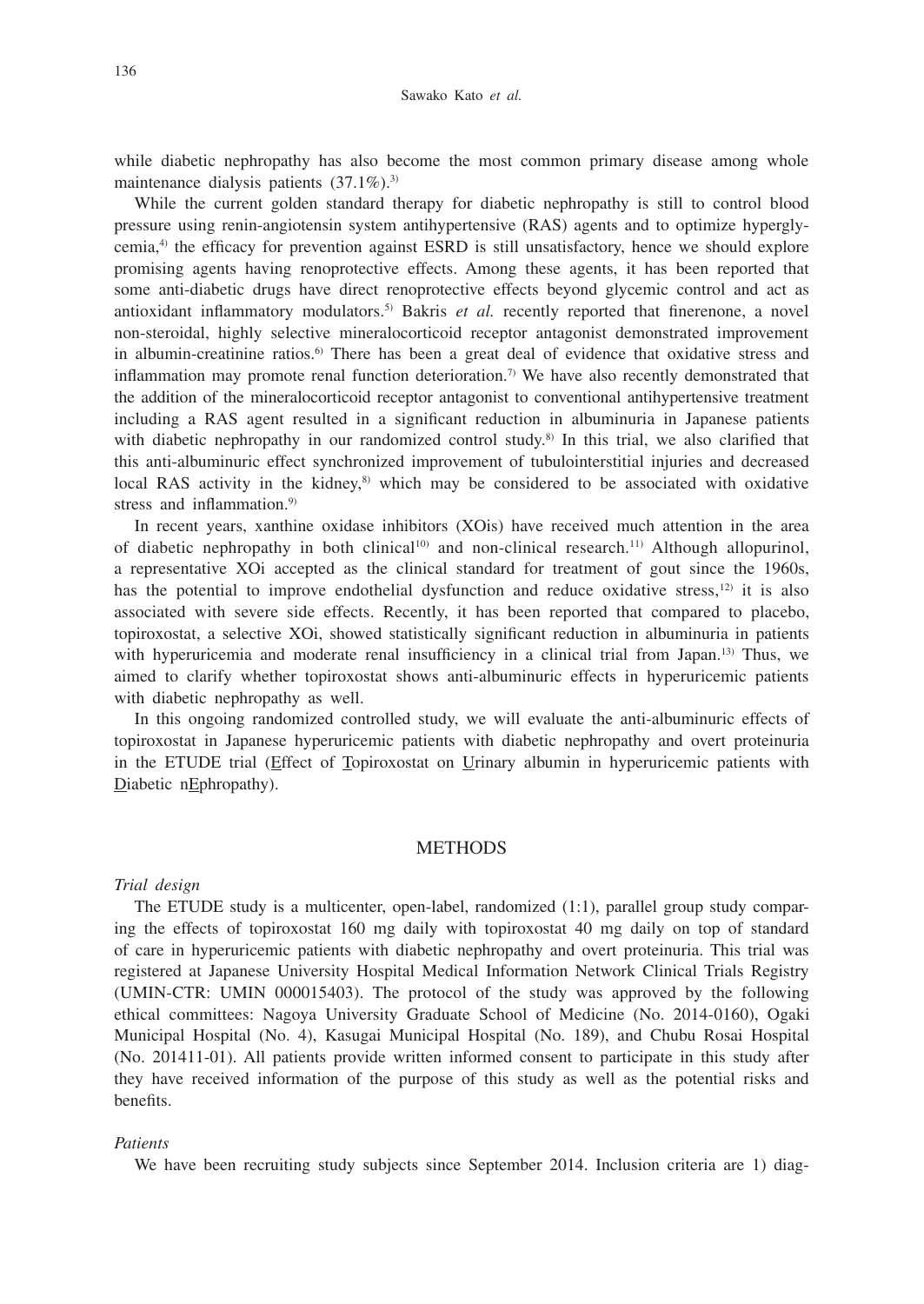while diabetic nephropathy has also become the most common primary disease among whole maintenance dialysis patients (37.1%).[3]

While the current golden standard therapy for diabetic nephropathy is still to control blood pressure using renin-angiotensin system antihypertensive (RAS) agents and to optimize hyperglycemia,[4] the efficacy for prevention against ESRD is still unsatisfactory, hence we should explore promising agents having renoprotective effects. Among these agents, it has been reported that some anti-diabetic drugs have direct renoprotective effects beyond glycemic control and act as antioxidant inflammatory modulators.[5] Bakris *et al.* recently reported that finerenone, a novel non-steroidal, highly selective mineralocorticoid receptor antagonist demonstrated improvement in albumin-creatinine ratios.[6] There has been a great deal of evidence that oxidative stress and inflammation may promote renal function deterioration.[7] We have also recently demonstrated that the addition of the mineralocorticoid receptor antagonist to conventional antihypertensive treatment including a RAS agent resulted in a significant reduction in albuminuria in Japanese patients with diabetic nephropathy in our randomized control study.[8] In this trial, we also clarified that this anti-albuminuric effect synchronized improvement of tubulointerstitial injuries and decreased local RAS activity in the kidney,[8] which may be considered to be associated with oxidative stress and inflammation.[9]

In recent years, xanthine oxidase inhibitors (XOis) have received much attention in the area of diabetic nephropathy in both clinical[10] and non-clinical research.[11] Although allopurinol, a representative XOi accepted as the clinical standard for treatment of gout since the 1960s, has the potential to improve endothelial dysfunction and reduce oxidative stress,[12] it is also associated with severe side effects. Recently, it has been reported that compared to placebo, topiroxostat, a selective XOi, showed statistically significant reduction in albuminuria in patients with hyperuricemia and moderate renal insufficiency in a clinical trial from Japan.[13] Thus, we aimed to clarify whether topiroxostat shows anti-albuminuric effects in hyperuricemic patients with diabetic nephropathy as well.

In this ongoing randomized controlled study, we will evaluate the anti-albuminuric effects of topiroxostat in Japanese hyperuricemic patients with diabetic nephropathy and overt proteinuria in the ETUDE trial (Effect of Topiroxostat on Urinary albumin in hyperuricemic patients with Diabetic nEphropathy).

## METHODS

### *Trial design*

The ETUDE study is a multicenter, open-label, randomized (1:1), parallel group study comparing the effects of topiroxostat 160 mg daily with topiroxostat 40 mg daily on top of standard of care in hyperuricemic patients with diabetic nephropathy and overt proteinuria. This trial was registered at Japanese University Hospital Medical Information Network Clinical Trials Registry (UMIN-CTR: UMIN 000015403). The protocol of the study was approved by the following ethical committees: Nagoya University Graduate School of Medicine (No. 2014-0160), Ogaki Municipal Hospital (No. 4), Kasugai Municipal Hospital (No. 189), and Chubu Rosai Hospital (No. 201411-01). All patients provide written informed consent to participate in this study after they have received information of the purpose of this study as well as the potential risks and benefits.

### *Patients*

We have been recruiting study subjects since September 2014. Inclusion criteria are 1) diag-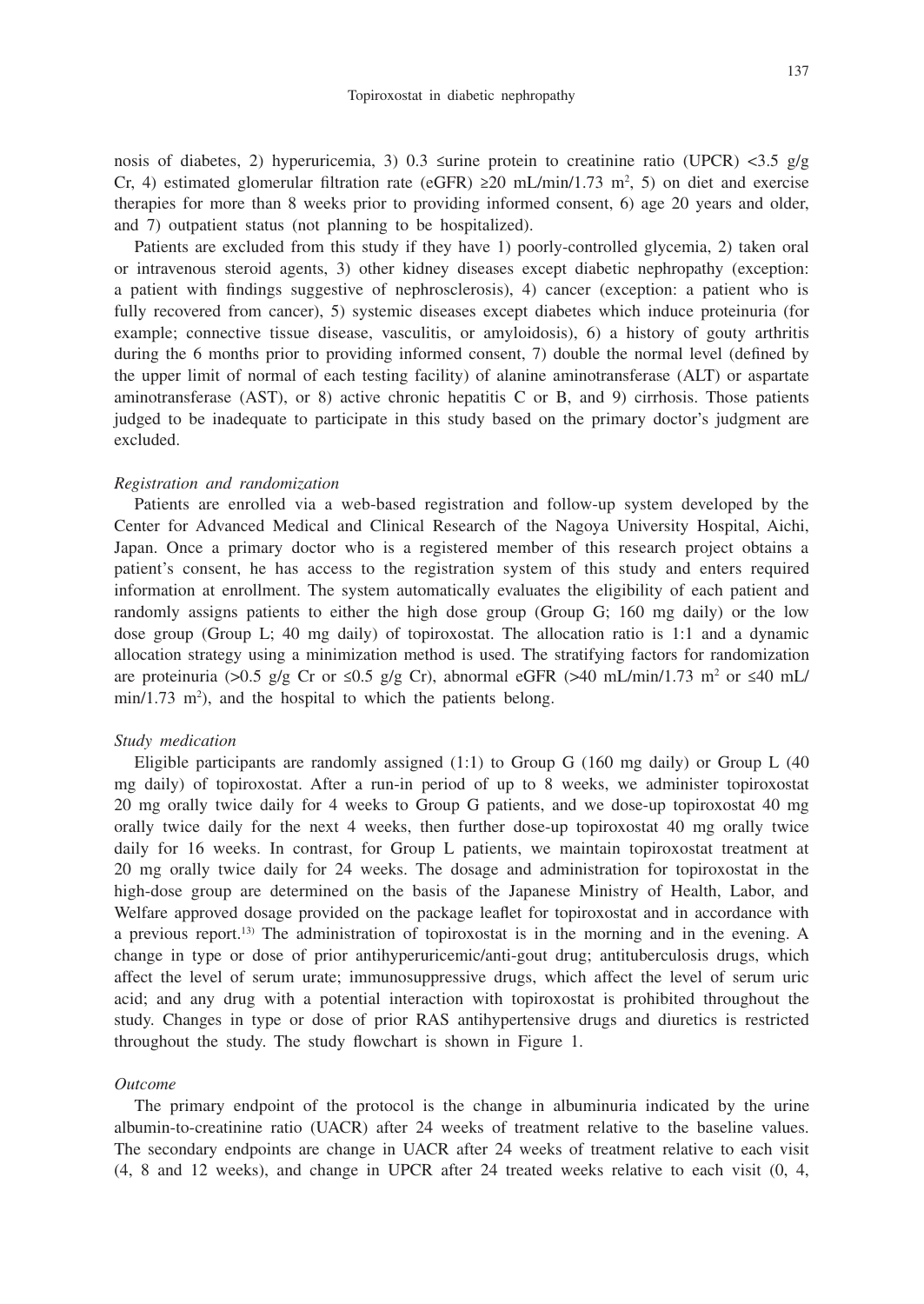nosis of diabetes, 2) hyperuricemia, 3) 0.3 ≤urine protein to creatinine ratio (UPCR) <3.5 g/g Cr, 4) estimated glomerular filtration rate (eGFR) ≥20 mL/min/1.73 $m^2$, 5) on diet and exercise therapies for more than 8 weeks prior to providing informed consent, 6) age 20 years and older, and 7) outpatient status (not planning to be hospitalized).

Patients are excluded from this study if they have 1) poorly-controlled glycemia, 2) taken oral or intravenous steroid agents, 3) other kidney diseases except diabetic nephropathy (exception: a patient with findings suggestive of nephrosclerosis), 4) cancer (exception: a patient who is fully recovered from cancer), 5) systemic diseases except diabetes which induce proteinuria (for example; connective tissue disease, vasculitis, or amyloidosis), 6) a history of gouty arthritis during the 6 months prior to providing informed consent, 7) double the normal level (defined by the upper limit of normal of each testing facility) of alanine aminotransferase (ALT) or aspartate aminotransferase (AST), or 8) active chronic hepatitis C or B, and 9) cirrhosis. Those patients judged to be inadequate to participate in this study based on the primary doctor's judgment are excluded.

*Registration and randomization*

Patients are enrolled via a web-based registration and follow-up system developed by the Center for Advanced Medical and Clinical Research of the Nagoya University Hospital, Aichi, Japan. Once a primary doctor who is a registered member of this research project obtains a patient's consent, he has access to the registration system of this study and enters required information at enrollment. The system automatically evaluates the eligibility of each patient and randomly assigns patients to either the high dose group (Group G; 160 mg daily) or the low dose group (Group L; 40 mg daily) of topiroxostat. The allocation ratio is 1:1 and a dynamic allocation strategy using a minimization method is used. The stratifying factors for randomization are proteinuria (>0.5 g/g Cr or ≤0.5 g/g Cr), abnormal eGFR (>40 mL/min/1.73 $m^2$ or ≤40 mL/min/1.73 $m^2$), and the hospital to which the patients belong.

*Study medication*

Eligible participants are randomly assigned (1:1) to Group G (160 mg daily) or Group L (40 mg daily) of topiroxostat. After a run-in period of up to 8 weeks, we administer topiroxostat 20 mg orally twice daily for 4 weeks to Group G patients, and we dose-up topiroxostat 40 mg orally twice daily for the next 4 weeks, then further dose-up topiroxostat 40 mg orally twice daily for 16 weeks. In contrast, for Group L patients, we maintain topiroxostat treatment at 20 mg orally twice daily for 24 weeks. The dosage and administration for topiroxostat in the high-dose group are determined on the basis of the Japanese Ministry of Health, Labor, and Welfare approved dosage provided on the package leaflet for topiroxostat and in accordance with a previous report.[13] The administration of topiroxostat is in the morning and in the evening. A change in type or dose of prior antihyperuricemic/anti-gout drug; antituberculosis drugs, which affect the level of serum urate; immunosuppressive drugs, which affect the level of serum uric acid; and any drug with a potential interaction with topiroxostat is prohibited throughout the study. Changes in type or dose of prior RAS antihypertensive drugs and diuretics is restricted throughout the study. The study flowchart is shown in Figure 1.

*Outcome*

The primary endpoint of the protocol is the change in albuminuria indicated by the urine albumin-to-creatinine ratio (UACR) after 24 weeks of treatment relative to the baseline values. The secondary endpoints are change in UACR after 24 weeks of treatment relative to each visit (4, 8 and 12 weeks), and change in UPCR after 24 treated weeks relative to each visit (0, 4,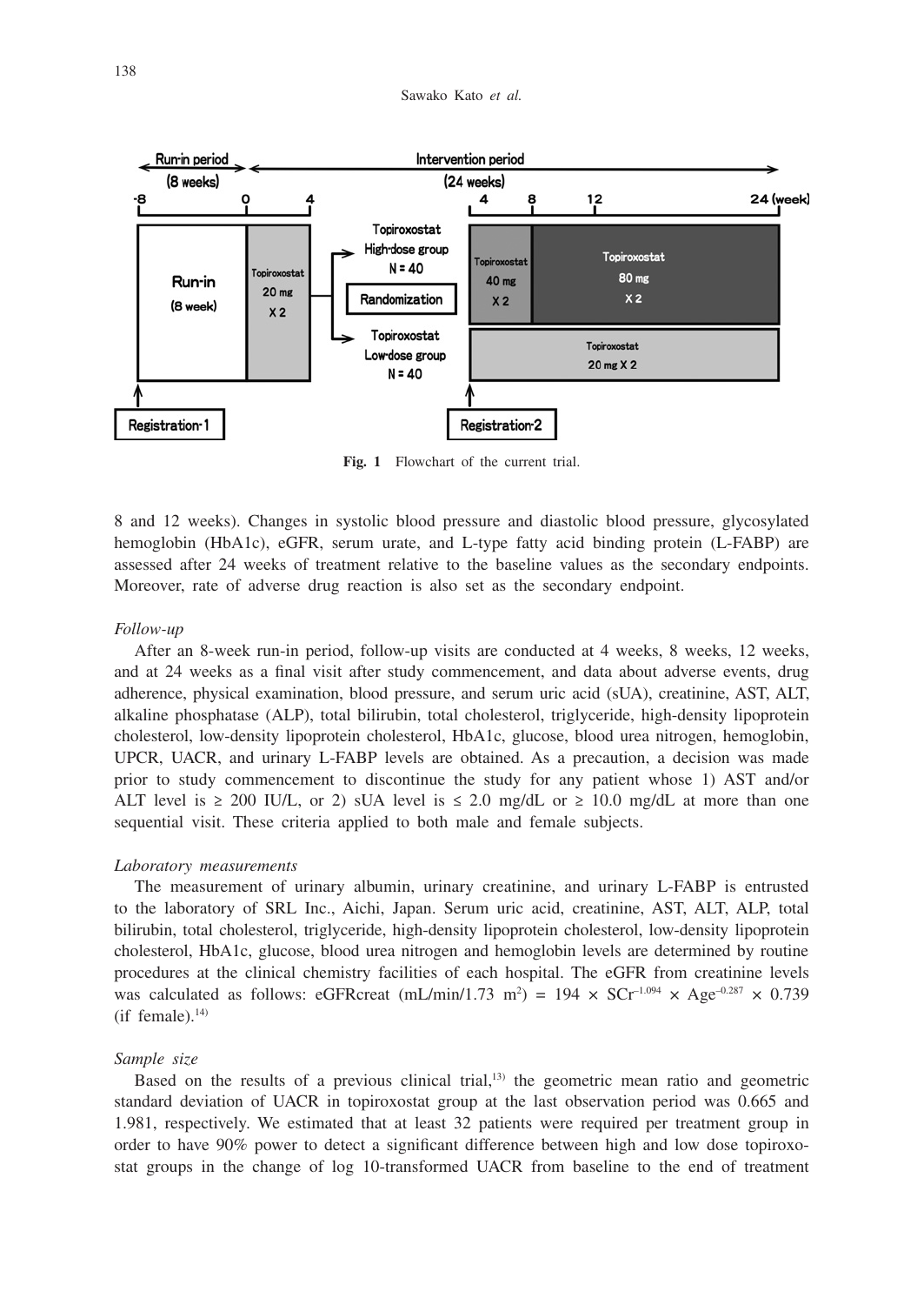**Fig. 1** Flowchart of the current trial.

8 and 12 weeks). Changes in systolic blood pressure and diastolic blood pressure, glycosylated hemoglobin (HbA1c), eGFR, serum urate, and L-type fatty acid binding protein (L-FABP) are assessed after 24 weeks of treatment relative to the baseline values as the secondary endpoints. Moreover, rate of adverse drug reaction is also set as the secondary endpoint.

*Follow-up*

After an 8-week run-in period, follow-up visits are conducted at 4 weeks, 8 weeks, 12 weeks, and at 24 weeks as a final visit after study commencement, and data about adverse events, drug adherence, physical examination, blood pressure, and serum uric acid (sUA), creatinine, AST, ALT, alkaline phosphatase (ALP), total bilirubin, total cholesterol, triglyceride, high-density lipoprotein cholesterol, low-density lipoprotein cholesterol, HbA1c, glucose, blood urea nitrogen, hemoglobin, UPCR, UACR, and urinary L-FABP levels are obtained. As a precaution, a decision was made prior to study commencement to discontinue the study for any patient whose 1) AST and/or ALT level is ≥ 200 IU/L, or 2) sUA level is ≤ 2.0 mg/dL or ≥ 10.0 mg/dL at more than one sequential visit. These criteria applied to both male and female subjects.

*Laboratory measurements*

The measurement of urinary albumin, urinary creatinine, and urinary L-FABP is entrusted to the laboratory of SRL Inc., Aichi, Japan. Serum uric acid, creatinine, AST, ALT, ALP, total bilirubin, total cholesterol, triglyceride, high-density lipoprotein cholesterol, low-density lipoprotein cholesterol, HbA1c, glucose, blood urea nitrogen and hemoglobin levels are determined by routine procedures at the clinical chemistry facilities of each hospital. The eGFR from creatinine levels was calculated as follows: eGFRcreat (mL/min/1.73 $m^2$) = $194 \times SCr^{-1.094} \times Age^{-0.287} \times 0.739$ (if female).[14]

*Sample size*

Based on the results of a previous clinical trial,[13] the geometric mean ratio and geometric standard deviation of UACR in topiroxostat group at the last observation period was 0.665 and 1.981, respectively. We estimated that at least 32 patients were required per treatment group in order to have 90% power to detect a significant difference between high and low dose topiroxostat groups in the change of log 10-transformed UACR from baseline to the end of treatment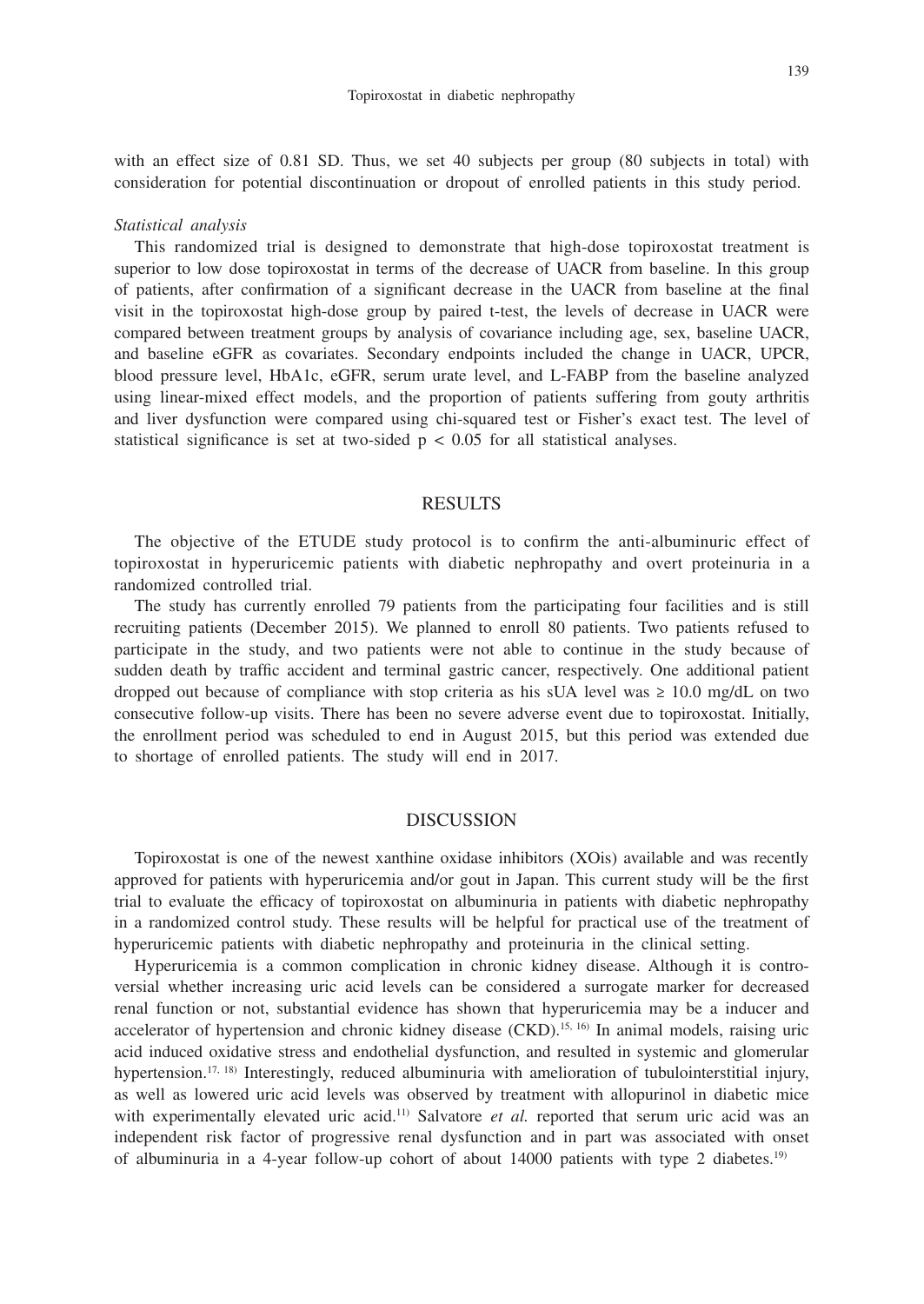with an effect size of 0.81 SD. Thus, we set 40 subjects per group (80 subjects in total) with consideration for potential discontinuation or dropout of enrolled patients in this study period.

*Statistical analysis*

This randomized trial is designed to demonstrate that high-dose topiroxostat treatment is superior to low dose topiroxostat in terms of the decrease of UACR from baseline. In this group of patients, after confirmation of a significant decrease in the UACR from baseline at the final visit in the topiroxostat high-dose group by paired t-test, the levels of decrease in UACR were compared between treatment groups by analysis of covariance including age, sex, baseline UACR, and baseline eGFR as covariates. Secondary endpoints included the change in UACR, UPCR, blood pressure level, HbA1c, eGFR, serum urate level, and L-FABP from the baseline analyzed using linear-mixed effect models, and the proportion of patients suffering from gouty arthritis and liver dysfunction were compared using chi-squared test or Fisher's exact test. The level of statistical significance is set at two-sided $p < 0.05$ for all statistical analyses.

## RESULTS

The objective of the ETUDE study protocol is to confirm the anti-albuminuric effect of topiroxostat in hyperuricemic patients with diabetic nephropathy and overt proteinuria in a randomized controlled trial.

The study has currently enrolled 79 patients from the participating four facilities and is still recruiting patients (December 2015). We planned to enroll 80 patients. Two patients refused to participate in the study, and two patients were not able to continue in the study because of sudden death by traffic accident and terminal gastric cancer, respectively. One additional patient dropped out because of compliance with stop criteria as his sUA level was ≥ 10.0 mg/dL on two consecutive follow-up visits. There has been no severe adverse event due to topiroxostat. Initially, the enrollment period was scheduled to end in August 2015, but this period was extended due to shortage of enrolled patients. The study will end in 2017.

## DISCUSSION

Topiroxostat is one of the newest xanthine oxidase inhibitors (XOis) available and was recently approved for patients with hyperuricemia and/or gout in Japan. This current study will be the first trial to evaluate the efficacy of topiroxostat on albuminuria in patients with diabetic nephropathy in a randomized control study. These results will be helpful for practical use of the treatment of hyperuricemic patients with diabetic nephropathy and proteinuria in the clinical setting.

Hyperuricemia is a common complication in chronic kidney disease. Although it is controversial whether increasing uric acid levels can be considered a surrogate marker for decreased renal function or not, substantial evidence has shown that hyperuricemia may be a inducer and accelerator of hypertension and chronic kidney disease (CKD).[15, 16] In animal models, raising uric acid induced oxidative stress and endothelial dysfunction, and resulted in systemic and glomerular hypertension.[17, 18] Interestingly, reduced albuminuria with amelioration of tubulointerstitial injury, as well as lowered uric acid levels was observed by treatment with allopurinol in diabetic mice with experimentally elevated uric acid.[11] Salvatore *et al.* reported that serum uric acid was an independent risk factor of progressive renal dysfunction and in part was associated with onset of albuminuria in a 4-year follow-up cohort of about 14000 patients with type 2 diabetes.[19]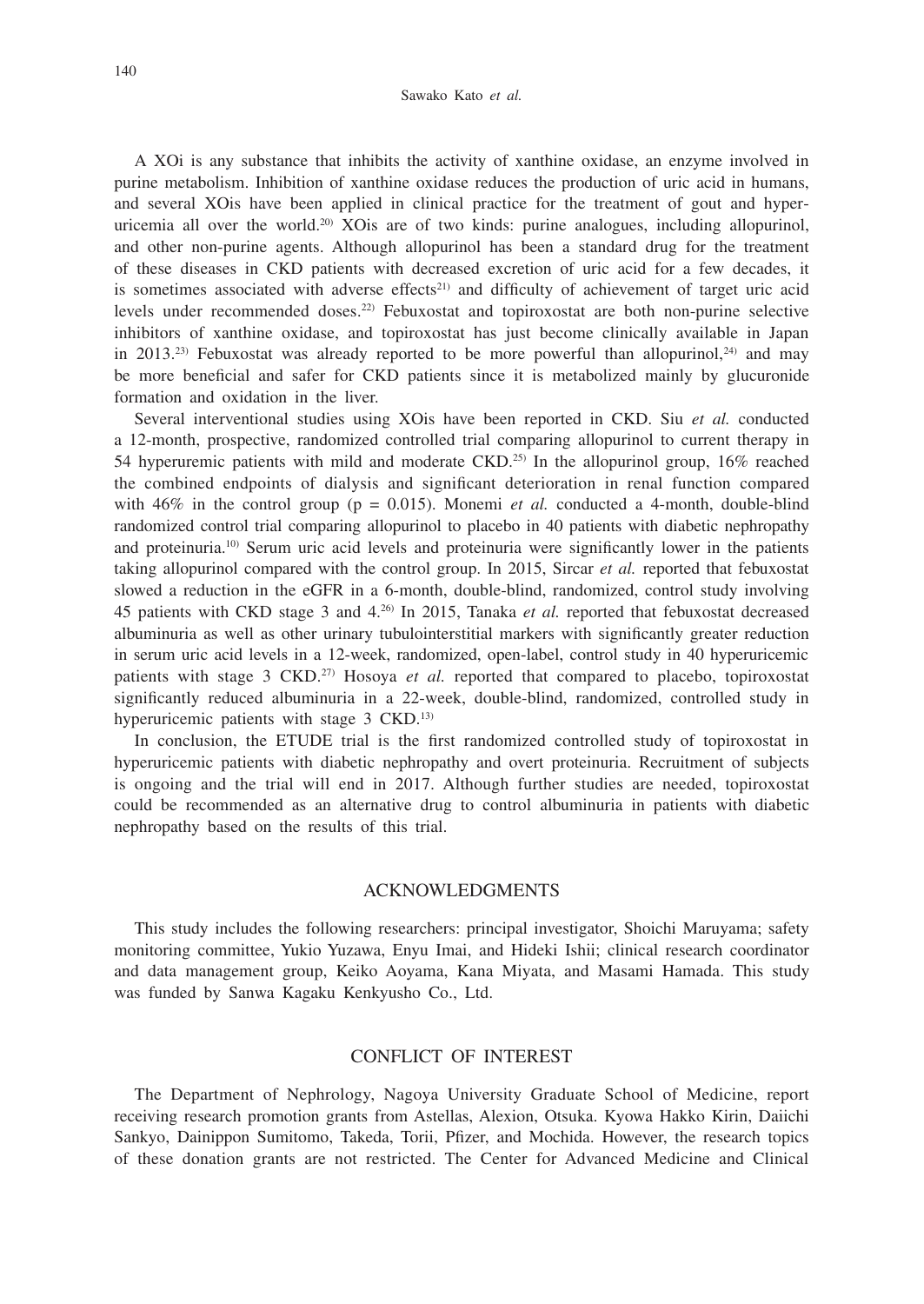A XOi is any substance that inhibits the activity of xanthine oxidase, an enzyme involved in purine metabolism. Inhibition of xanthine oxidase reduces the production of uric acid in humans, and several XOis have been applied in clinical practice for the treatment of gout and hyperuricemia all over the world.[20] XOis are of two kinds: purine analogues, including allopurinol, and other non-purine agents. Although allopurinol has been a standard drug for the treatment of these diseases in CKD patients with decreased excretion of uric acid for a few decades, it is sometimes associated with adverse effects[21] and difficulty of achievement of target uric acid levels under recommended doses.[22] Febuxostat and topiroxostat are both non-purine selective inhibitors of xanthine oxidase, and topiroxostat has just become clinically available in Japan in 2013.[23] Febuxostat was already reported to be more powerful than allopurinol,[24] and may be more beneficial and safer for CKD patients since it is metabolized mainly by glucuronide formation and oxidation in the liver.

Several interventional studies using XOis have been reported in CKD. Siu *et al.* conducted a 12-month, prospective, randomized controlled trial comparing allopurinol to current therapy in 54 hyperuremic patients with mild and moderate CKD.[25] In the allopurinol group, 16% reached the combined endpoints of dialysis and significant deterioration in renal function compared with 46% in the control group ($p = 0.015$). Monemi *et al.* conducted a 4-month, double-blind randomized control trial comparing allopurinol to placebo in 40 patients with diabetic nephropathy and proteinuria.[10] Serum uric acid levels and proteinuria were significantly lower in the patients taking allopurinol compared with the control group. In 2015, Sircar *et al.* reported that febuxostat slowed a reduction in the eGFR in a 6-month, double-blind, randomized, control study involving 45 patients with CKD stage 3 and 4.[26] In 2015, Tanaka *et al.* reported that febuxostat decreased albuminuria as well as other urinary tubulointerstitial markers with significantly greater reduction in serum uric acid levels in a 12-week, randomized, open-label, control study in 40 hyperuricemic patients with stage 3 CKD.[27] Hosoya *et al.* reported that compared to placebo, topiroxostat significantly reduced albuminuria in a 22-week, double-blind, randomized, controlled study in hyperuricemic patients with stage 3 CKD.[13]

In conclusion, the ETUDE trial is the first randomized controlled study of topiroxostat in hyperuricemic patients with diabetic nephropathy and overt proteinuria. Recruitment of subjects is ongoing and the trial will end in 2017. Although further studies are needed, topiroxostat could be recommended as an alternative drug to control albuminuria in patients with diabetic nephropathy based on the results of this trial.

## ACKNOWLEDGMENTS

This study includes the following researchers: principal investigator, Shoichi Maruyama; safety monitoring committee, Yukio Yuzawa, Enyu Imai, and Hideki Ishii; clinical research coordinator and data management group, Keiko Aoyama, Kana Miyata, and Masami Hamada. This study was funded by Sanwa Kagaku Kenkyusho Co., Ltd.

## CONFLICT OF INTEREST

The Department of Nephrology, Nagoya University Graduate School of Medicine, report receiving research promotion grants from Astellas, Alexion, Otsuka. Kyowa Hakko Kirin, Daiichi Sankyo, Dainippon Sumitomo, Takeda, Torii, Pfizer, and Mochida. However, the research topics of these donation grants are not restricted. The Center for Advanced Medicine and Clinical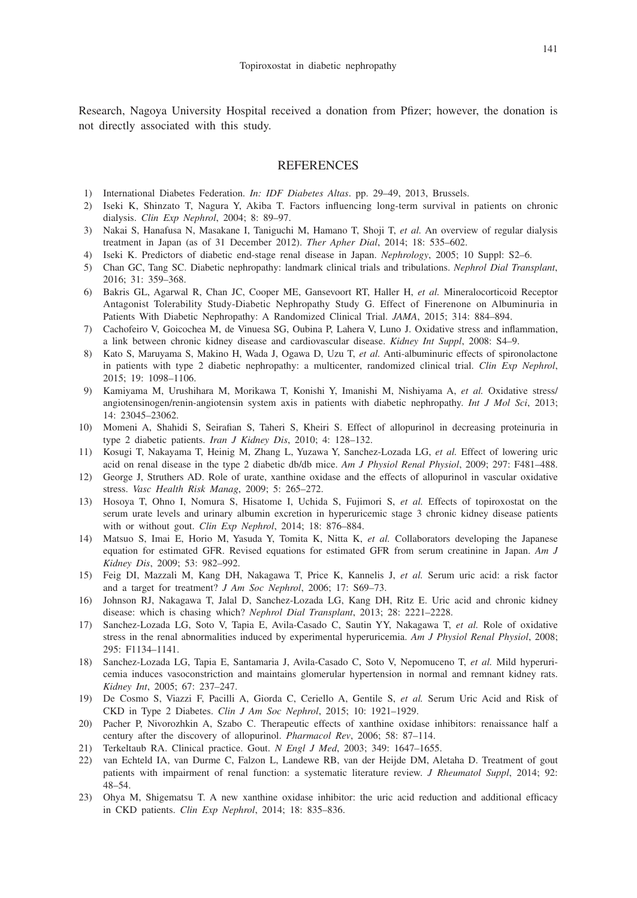Research, Nagoya University Hospital received a donation from Pfizer; however, the donation is not directly associated with this study.

## REFERENCES

1) International Diabetes Federation. *In: IDF Diabetes Altas*. pp. 29–49, 2013, Brussels.
2) Iseki K, Shinzato T, Nagura Y, Akiba T. Factors influencing long-term survival in patients on chronic dialysis. *Clin Exp Nephrol*, 2004; 8: 89–97.
3) Nakai S, Hanafusa N, Masakane I, Taniguchi M, Hamano T, Shoji T, *et al.* An overview of regular dialysis treatment in Japan (as of 31 December 2012). *Ther Apher Dial*, 2014; 18: 535–602.
4) Iseki K. Predictors of diabetic end-stage renal disease in Japan. *Nephrology*, 2005; 10 Suppl: S2–6.
5) Chan GC, Tang SC. Diabetic nephropathy: landmark clinical trials and tribulations. *Nephrol Dial Transplant*, 2016; 31: 359–368.
6) Bakris GL, Agarwal R, Chan JC, Cooper ME, Gansevoort RT, Haller H, *et al.* Mineralocorticoid Receptor Antagonist Tolerability Study-Diabetic Nephropathy Study G. Effect of Finerenone on Albuminuria in Patients With Diabetic Nephropathy: A Randomized Clinical Trial. *JAMA*, 2015; 314: 884–894.
7) Cachofeiro V, Goicochea M, de Vinuesa SG, Oubina P, Lahera V, Luno J. Oxidative stress and inflammation, a link between chronic kidney disease and cardiovascular disease. *Kidney Int Suppl*, 2008: S4–9.
8) Kato S, Maruyama S, Makino H, Wada J, Ogawa D, Uzu T, *et al.* Anti-albuminuric effects of spironolactone in patients with type 2 diabetic nephropathy: a multicenter, randomized clinical trial. *Clin Exp Nephrol*, 2015; 19: 1098–1106.
9) Kamiyama M, Urushihara M, Morikawa T, Konishi Y, Imanishi M, Nishiyama A, *et al.* Oxidative stress/angiotensinogen/renin-angiotensin system axis in patients with diabetic nephropathy. *Int J Mol Sci*, 2013; 14: 23045–23062.
10) Momeni A, Shahidi S, Seirafian S, Taheri S, Kheiri S. Effect of allopurinol in decreasing proteinuria in type 2 diabetic patients. *Iran J Kidney Dis*, 2010; 4: 128–132.
11) Kosugi T, Nakayama T, Heinig M, Zhang L, Yuzawa Y, Sanchez-Lozada LG, *et al.* Effect of lowering uric acid on renal disease in the type 2 diabetic db/db mice. *Am J Physiol Renal Physiol*, 2009; 297: F481–488.
12) George J, Struthers AD. Role of urate, xanthine oxidase and the effects of allopurinol in vascular oxidative stress. *Vasc Health Risk Manag*, 2009; 5: 265–272.
13) Hosoya T, Ohno I, Nomura S, Hisatome I, Uchida S, Fujimori S, *et al.* Effects of topiroxostat on the serum urate levels and urinary albumin excretion in hyperuricemic stage 3 chronic kidney disease patients with or without gout. *Clin Exp Nephrol*, 2014; 18: 876–884.
14) Matsuo S, Imai E, Horio M, Yasuda Y, Tomita K, Nitta K, *et al.* Collaborators developing the Japanese equation for estimated GFR. Revised equations for estimated GFR from serum creatinine in Japan. *Am J Kidney Dis*, 2009; 53: 982–992.
15) Feig DI, Mazzali M, Kang DH, Nakagawa T, Price K, Kannelis J, *et al.* Serum uric acid: a risk factor and a target for treatment? *J Am Soc Nephrol*, 2006; 17: S69–73.
16) Johnson RJ, Nakagawa T, Jalal D, Sanchez-Lozada LG, Kang DH, Ritz E. Uric acid and chronic kidney disease: which is chasing which? *Nephrol Dial Transplant*, 2013; 28: 2221–2228.
17) Sanchez-Lozada LG, Soto V, Tapia E, Avila-Casado C, Sautin YY, Nakagawa T, *et al.* Role of oxidative stress in the renal abnormalities induced by experimental hyperuricemia. *Am J Physiol Renal Physiol*, 2008; 295: F1134–1141.
18) Sanchez-Lozada LG, Tapia E, Santamaria J, Avila-Casado C, Soto V, Nepomuceno T, *et al.* Mild hyperuricemia induces vasoconstriction and maintains glomerular hypertension in normal and remnant kidney rats. *Kidney Int*, 2005; 67: 237–247.
19) De Cosmo S, Viazzi F, Pacilli A, Giorda C, Ceriello A, Gentile S, *et al.* Serum Uric Acid and Risk of CKD in Type 2 Diabetes. *Clin J Am Soc Nephrol*, 2015; 10: 1921–1929.
20) Pacher P, Nivorozhkin A, Szabo C. Therapeutic effects of xanthine oxidase inhibitors: renaissance half a century after the discovery of allopurinol. *Pharmacol Rev*, 2006; 58: 87–114.
21) Terkeltaub RA. Clinical practice. Gout. *N Engl J Med*, 2003; 349: 1647–1655.
22) van Echteld IA, van Durme C, Falzon L, Landewe RB, van der Heijde DM, Aletaha D. Treatment of gout patients with impairment of renal function: a systematic literature review. *J Rheumatol Suppl*, 2014; 92: 48–54.
23) Ohya M, Shigematsu T. A new xanthine oxidase inhibitor: the uric acid reduction and additional efficacy in CKD patients. *Clin Exp Nephrol*, 2014; 18: 835–836.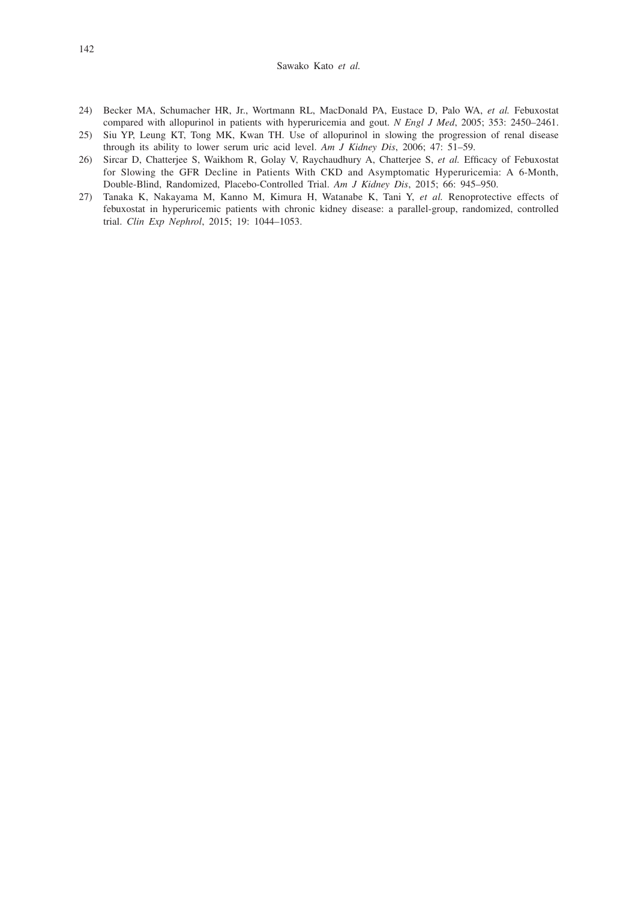24) Becker MA, Schumacher HR, Jr., Wortmann RL, MacDonald PA, Eustace D, Palo WA, *et al.* Febuxostat compared with allopurinol in patients with hyperuricemia and gout. *N Engl J Med*, 2005; 353: 2450–2461.
25) Siu YP, Leung KT, Tong MK, Kwan TH. Use of allopurinol in slowing the progression of renal disease through its ability to lower serum uric acid level. *Am J Kidney Dis*, 2006; 47: 51–59.
26) Sircar D, Chatterjee S, Waikhom R, Golay V, Raychaudhury A, Chatterjee S, *et al.* Efficacy of Febuxostat for Slowing the GFR Decline in Patients With CKD and Asymptomatic Hyperuricemia: A 6-Month, Double-Blind, Randomized, Placebo-Controlled Trial. *Am J Kidney Dis*, 2015; 66: 945–950.
27) Tanaka K, Nakayama M, Kanno M, Kimura H, Watanabe K, Tani Y, *et al.* Renoprotective effects of febuxostat in hyperuricemic patients with chronic kidney disease: a parallel-group, randomized, controlled trial. *Clin Exp Nephrol*, 2015; 19: 1044–1053.